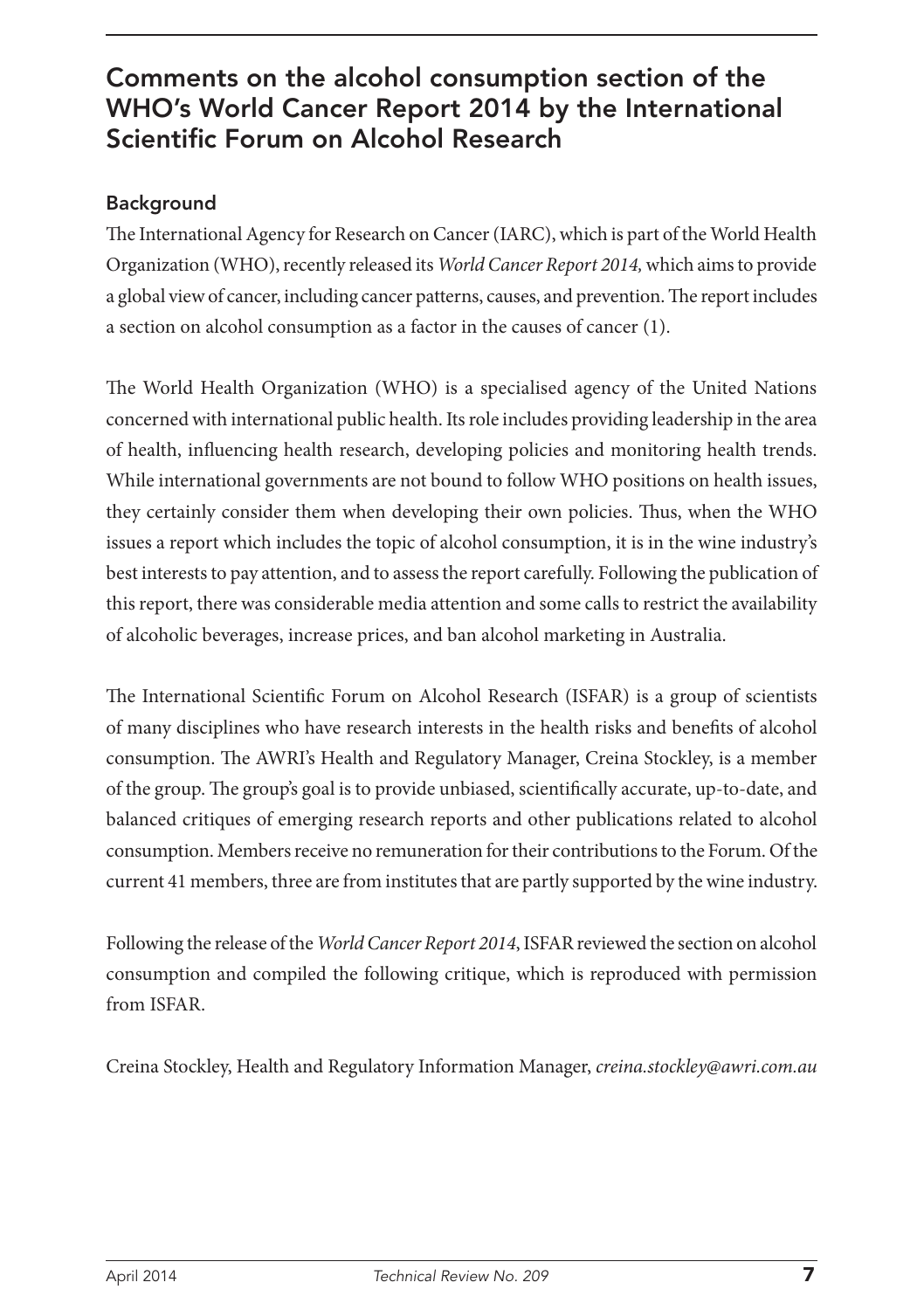# Comments on the alcohol consumption section of the WHO's World Cancer Report 2014 by the International Scientific Forum on Alcohol Research

## Background

The International Agency for Research on Cancer (IARC), which is part of the World Health Organization (WHO), recently released its *World Cancer Report 2014,* which aims to provide a global view of cancer, including cancer patterns, causes, and prevention. The report includes a section on alcohol consumption as a factor in the causes of cancer (1).

The World Health Organization (WHO) is a specialised agency of the United Nations concerned with international public health. Its role includes providing leadership in the area of health, influencing health research, developing policies and monitoring health trends. While international governments are not bound to follow WHO positions on health issues, they certainly consider them when developing their own policies. Thus, when the WHO issues a report which includes the topic of alcohol consumption, it is in the wine industry's best interests to pay attention, and to assess the report carefully. Following the publication of this report, there was considerable media attention and some calls to restrict the availability of alcoholic beverages, increase prices, and ban alcohol marketing in Australia.

The International Scientific Forum on Alcohol Research (ISFAR) is a group of scientists of many disciplines who have research interests in the health risks and benefits of alcohol consumption. The AWRI's Health and Regulatory Manager, Creina Stockley, is a member of the group. The group's goal is to provide unbiased, scientifically accurate, up-to-date, and balanced critiques of emerging research reports and other publications related to alcohol consumption. Members receive no remuneration for their contributions to the Forum. Of the current 41 members, three are from institutes that are partly supported by the wine industry.

Following the release of the *World Cancer Report 2014*, ISFAR reviewed the section on alcohol consumption and compiled the following critique, which is reproduced with permission from ISFAR.

Creina Stockley, Health and Regulatory Information Manager, *creina.stockley@awri.com.au*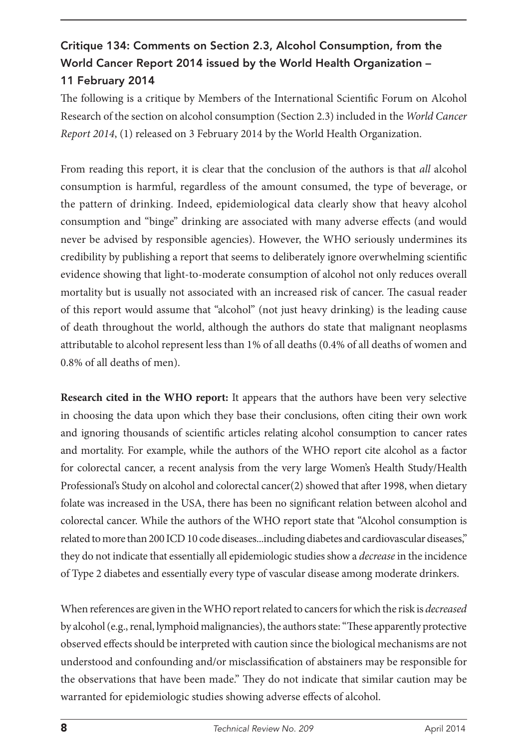## Critique 134: Comments on Section 2.3, Alcohol Consumption, from the World Cancer Report 2014 issued by the World Health Organization – 11 February 2014

The following is a critique by Members of the International Scientific Forum on Alcohol Research of the section on alcohol consumption (Section 2.3) included in the *World Cancer Report 2014*, (1) released on 3 February 2014 by the World Health Organization.

From reading this report, it is clear that the conclusion of the authors is that *all* alcohol consumption is harmful, regardless of the amount consumed, the type of beverage, or the pattern of drinking. Indeed, epidemiological data clearly show that heavy alcohol consumption and "binge" drinking are associated with many adverse effects (and would never be advised by responsible agencies). However, the WHO seriously undermines its credibility by publishing a report that seems to deliberately ignore overwhelming scientific evidence showing that light-to-moderate consumption of alcohol not only reduces overall mortality but is usually not associated with an increased risk of cancer. The casual reader of this report would assume that "alcohol" (not just heavy drinking) is the leading cause of death throughout the world, although the authors do state that malignant neoplasms attributable to alcohol represent less than 1% of all deaths (0.4% of all deaths of women and 0.8% of all deaths of men).

**Research cited in the WHO report:** It appears that the authors have been very selective in choosing the data upon which they base their conclusions, often citing their own work and ignoring thousands of scientific articles relating alcohol consumption to cancer rates and mortality. For example, while the authors of the WHO report cite alcohol as a factor for colorectal cancer, a recent analysis from the very large Women's Health Study/Health Professional's Study on alcohol and colorectal cancer(2) showed that after 1998, when dietary folate was increased in the USA, there has been no significant relation between alcohol and colorectal cancer. While the authors of the WHO report state that "Alcohol consumption is related to more than 200 ICD 10 code diseases...including diabetes and cardiovascular diseases," they do not indicate that essentially all epidemiologic studies show a *decrease* in the incidence of Type 2 diabetes and essentially every type of vascular disease among moderate drinkers.

When references are given in the WHO report related to cancers for which the risk is *decreased* by alcohol (e.g., renal, lymphoid malignancies), the authors state: "These apparently protective observed effects should be interpreted with caution since the biological mechanisms are not understood and confounding and/or misclassification of abstainers may be responsible for the observations that have been made." They do not indicate that similar caution may be warranted for epidemiologic studies showing adverse effects of alcohol.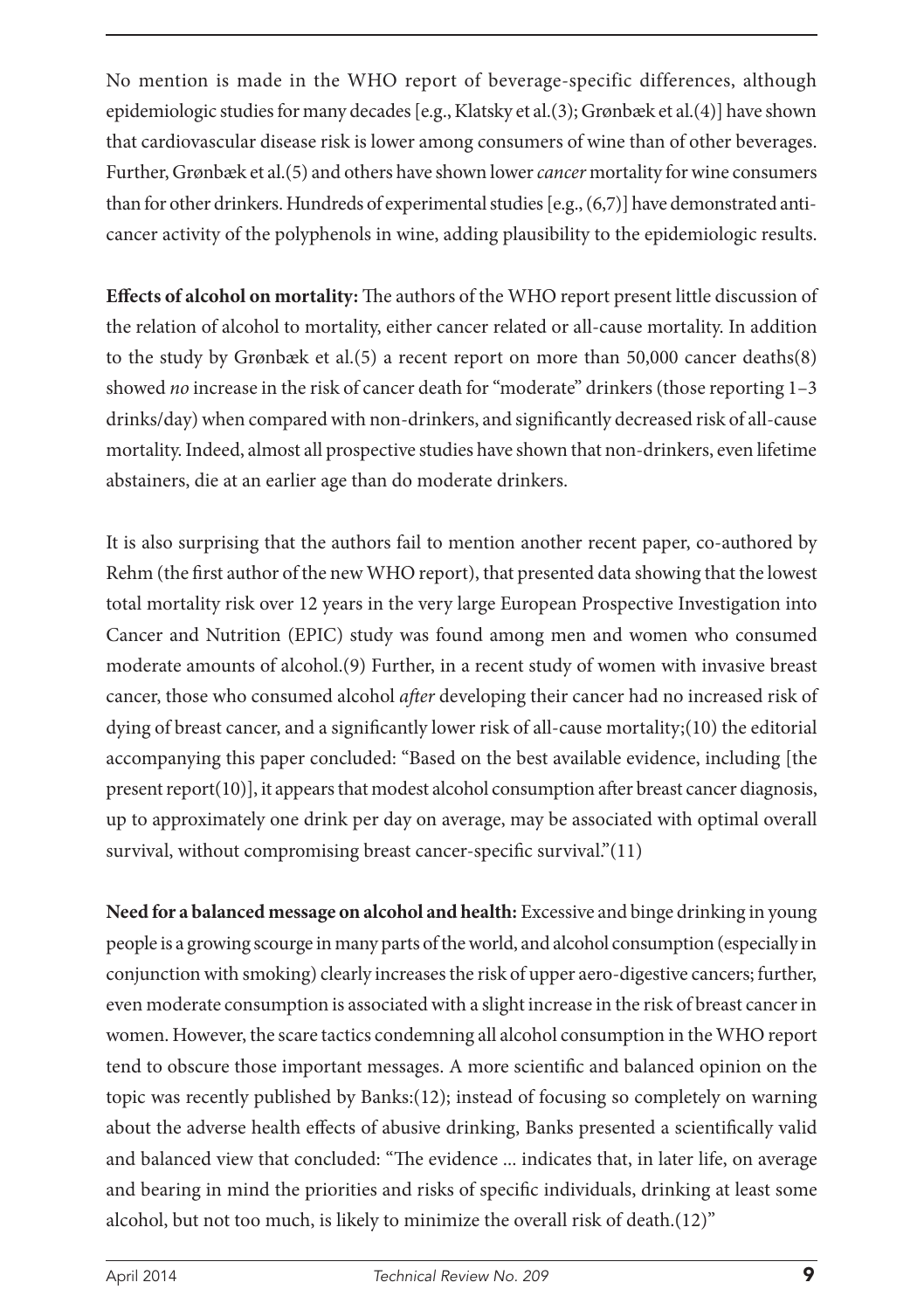No mention is made in the WHO report of beverage-specific differences, although epidemiologic studies for many decades [e.g., Klatsky et al.(3); Grønbæk et al.(4)] have shown that cardiovascular disease risk is lower among consumers of wine than of other beverages. Further, Grønbæk et al.(5) and others have shown lower *cancer* mortality for wine consumers than for other drinkers. Hundreds of experimental studies [e.g., (6,7)] have demonstrated anti-cancer activity of the polyphenols in wine, adding plausibility to the epidemiologic results.

**Effects of alcohol on mortality:** The authors of the WHO report present little discussion of the relation of alcohol to mortality, either cancer related or all-cause mortality. In addition to the study by Grønbæk et al.(5) a recent report on more than 50,000 cancer deaths(8) showed *no* increase in the risk of cancer death for "moderate" drinkers (those reporting 1–3 drinks/day) when compared with non-drinkers, and significantly decreased risk of all-cause mortality. Indeed, almost all prospective studies have shown that non-drinkers, even lifetime abstainers, die at an earlier age than do moderate drinkers.

It is also surprising that the authors fail to mention another recent paper, co-authored by Rehm (the first author of the new WHO report), that presented data showing that the lowest total mortality risk over 12 years in the very large European Prospective Investigation into Cancer and Nutrition (EPIC) study was found among men and women who consumed moderate amounts of alcohol.(9) Further, in a recent study of women with invasive breast cancer, those who consumed alcohol *after* developing their cancer had no increased risk of dying of breast cancer, and a significantly lower risk of all-cause mortality;(10) the editorial accompanying this paper concluded: "Based on the best available evidence, including [the present report(10)], it appears that modest alcohol consumption after breast cancer diagnosis, up to approximately one drink per day on average, may be associated with optimal overall survival, without compromising breast cancer-specific survival."(11)

**Need for a balanced message on alcohol and health:** Excessive and binge drinking in young people is a growing scourge in many parts of the world, and alcohol consumption (especially in conjunction with smoking) clearly increases the risk of upper aero-digestive cancers; further, even moderate consumption is associated with a slight increase in the risk of breast cancer in women. However, the scare tactics condemning all alcohol consumption in the WHO report tend to obscure those important messages. A more scientific and balanced opinion on the topic was recently published by Banks:(12); instead of focusing so completely on warning about the adverse health effects of abusive drinking, Banks presented a scientifically valid and balanced view that concluded: "The evidence ... indicates that, in later life, on average and bearing in mind the priorities and risks of specific individuals, drinking at least some alcohol, but not too much, is likely to minimize the overall risk of death.(12)"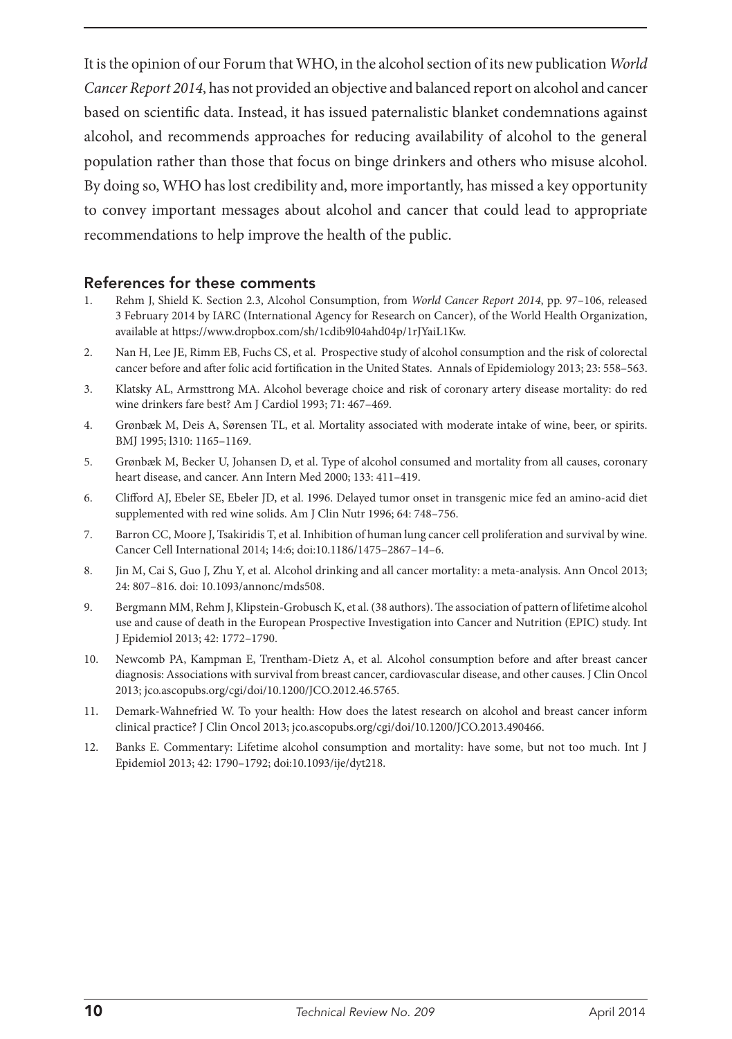It is the opinion of our Forum that WHO, in the alcohol section of its new publication *World Cancer Report 2014*, has not provided an objective and balanced report on alcohol and cancer based on scientific data. Instead, it has issued paternalistic blanket condemnations against alcohol, and recommends approaches for reducing availability of alcohol to the general population rather than those that focus on binge drinkers and others who misuse alcohol. By doing so, WHO has lost credibility and, more importantly, has missed a key opportunity to convey important messages about alcohol and cancer that could lead to appropriate recommendations to help improve the health of the public.

## References for these comments

1. Rehm J, Shield K. Section 2.3, Alcohol Consumption, from *World Cancer Report 2014*, pp. 97–106, released 3 February 2014 by IARC (International Agency for Research on Cancer), of the World Health Organization, available at https://www.dropbox.com/sh/1cdib9l04ahd04p/1rJYaiL1Kw.
2. Nan H, Lee JE, Rimm EB, Fuchs CS, et al. Prospective study of alcohol consumption and the risk of colorectal cancer before and after folic acid fortification in the United States. Annals of Epidemiology 2013; 23: 558–563.
3. Klatsky AL, Armsttrong MA. Alcohol beverage choice and risk of coronary artery disease mortality: do red wine drinkers fare best? Am J Cardiol 1993; 71: 467–469.
4. Grønbæk M, Deis A, Sørensen TL, et al. Mortality associated with moderate intake of wine, beer, or spirits. BMJ 1995; l310: 1165–1169.
5. Grønbæk M, Becker U, Johansen D, et al. Type of alcohol consumed and mortality from all causes, coronary heart disease, and cancer. Ann Intern Med 2000; 133: 411–419.
6. Clifford AJ, Ebeler SE, Ebeler JD, et al. 1996. Delayed tumor onset in transgenic mice fed an amino-acid diet supplemented with red wine solids. Am J Clin Nutr 1996; 64: 748–756.
7. Barron CC, Moore J, Tsakiridis T, et al. Inhibition of human lung cancer cell proliferation and survival by wine. Cancer Cell International 2014; 14:6; doi:10.1186/1475–2867–14–6.
8. Jin M, Cai S, Guo J, Zhu Y, et al. Alcohol drinking and all cancer mortality: a meta-analysis. Ann Oncol 2013; 24: 807–816. doi: 10.1093/annonc/mds508.
9. Bergmann MM, Rehm J, Klipstein-Grobusch K, et al. (38 authors). The association of pattern of lifetime alcohol use and cause of death in the European Prospective Investigation into Cancer and Nutrition (EPIC) study. Int J Epidemiol 2013; 42: 1772–1790.
10. Newcomb PA, Kampman E, Trentham-Dietz A, et al. Alcohol consumption before and after breast cancer diagnosis: Associations with survival from breast cancer, cardiovascular disease, and other causes. J Clin Oncol 2013; jco.ascopubs.org/cgi/doi/10.1200/JCO.2012.46.5765.
11. Demark-Wahnefried W. To your health: How does the latest research on alcohol and breast cancer inform clinical practice? J Clin Oncol 2013; jco.ascopubs.org/cgi/doi/10.1200/JCO.2013.490466.
12. Banks E. Commentary: Lifetime alcohol consumption and mortality: have some, but not too much. Int J Epidemiol 2013; 42: 1790–1792; doi:10.1093/ije/dyt218.